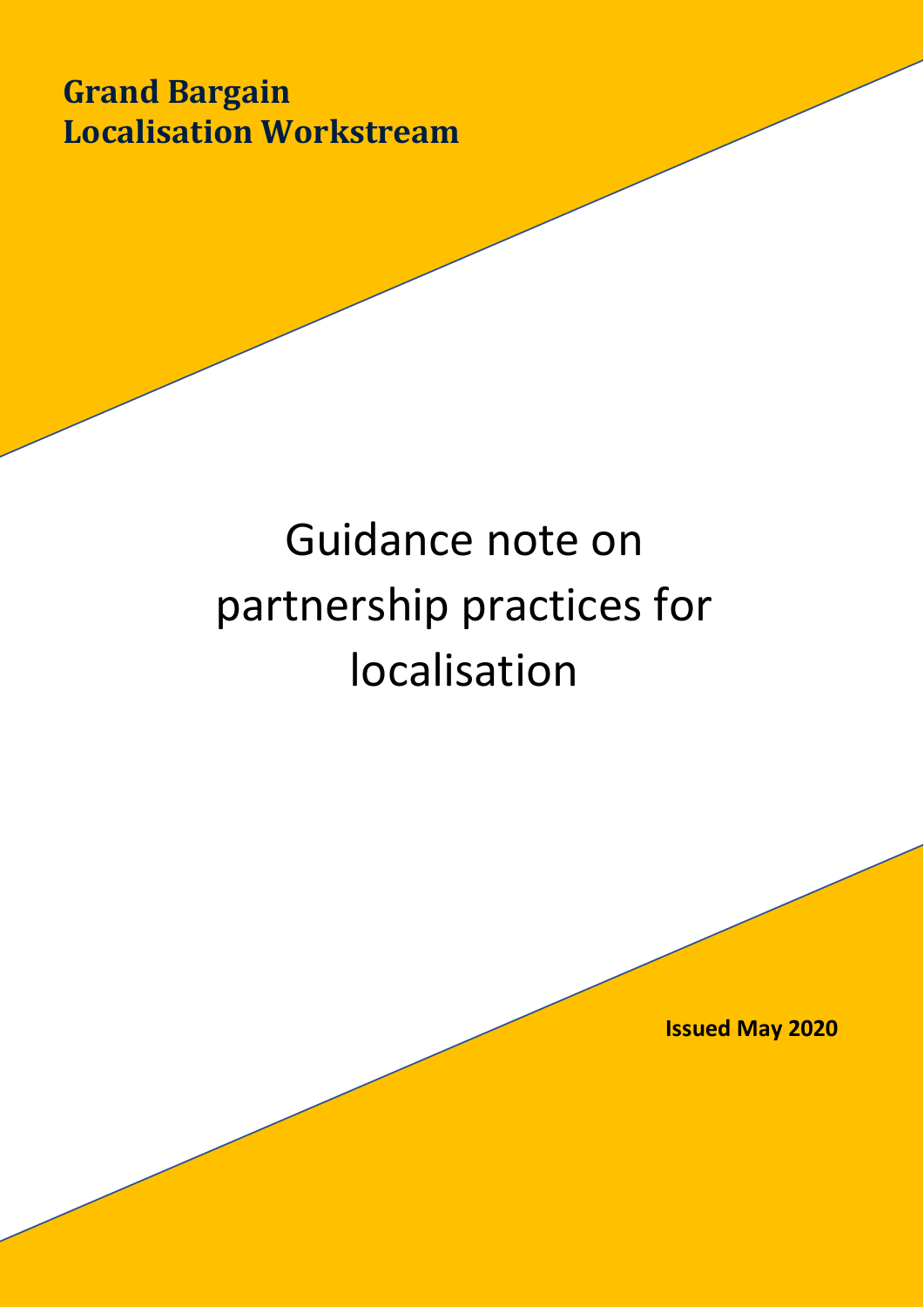**Grand Bargain**
**Localisation Workstream**

# Guidance note on partnership practices for localisation

**Issued May 2020**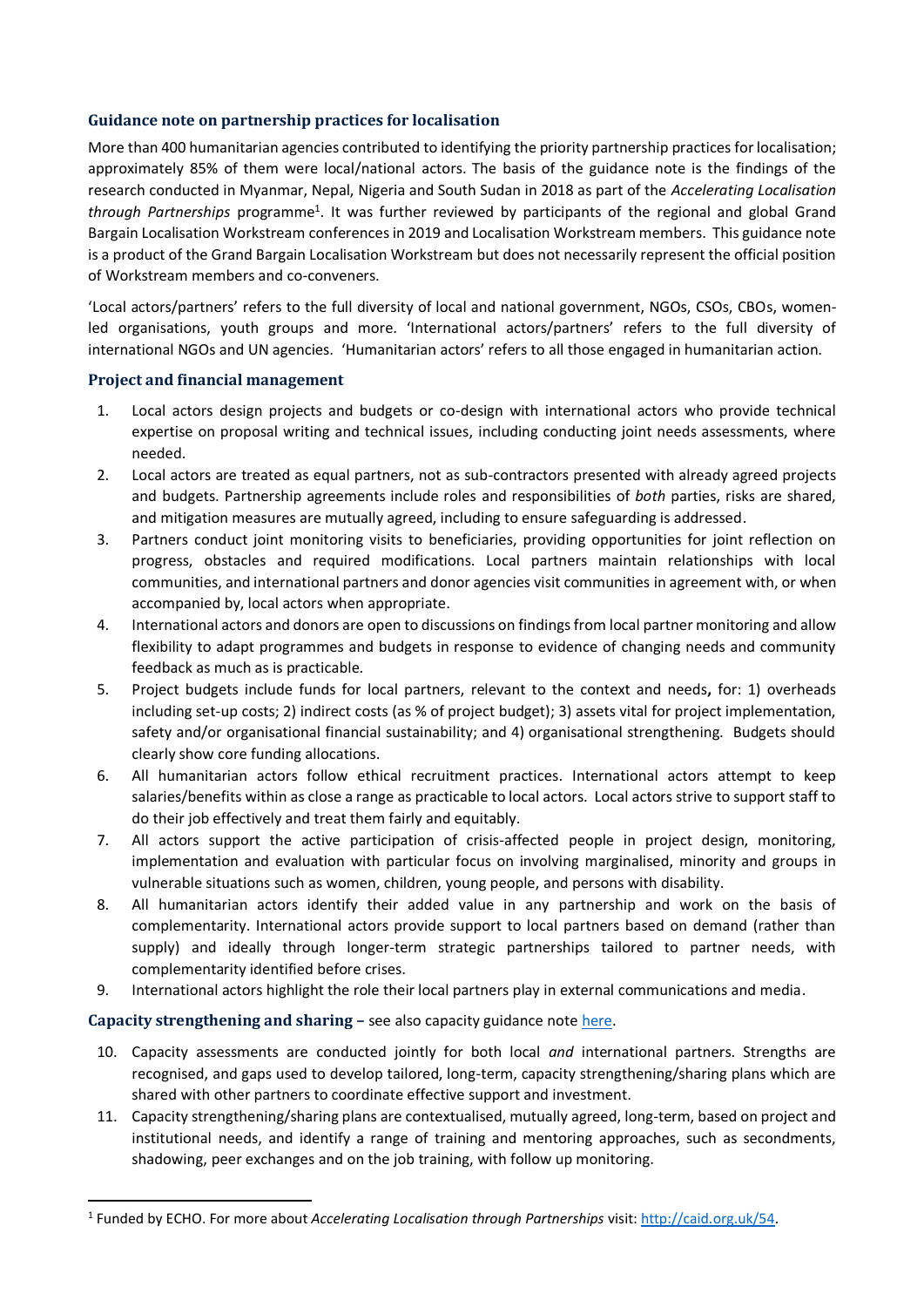## Guidance note on partnership practices for localisation

More than 400 humanitarian agencies contributed to identifying the priority partnership practices for localisation; approximately 85% of them were local/national actors. The basis of the guidance note is the findings of the research conducted in Myanmar, Nepal, Nigeria and South Sudan in 2018 as part of the *Accelerating Localisation through Partnerships* programme[1]. It was further reviewed by participants of the regional and global Grand Bargain Localisation Workstream conferences in 2019 and Localisation Workstream members. This guidance note is a product of the Grand Bargain Localisation Workstream but does not necessarily represent the official position of Workstream members and co-conveners.

'Local actors/partners' refers to the full diversity of local and national government, NGOs, CSOs, CBOs, women-led organisations, youth groups and more. 'International actors/partners' refers to the full diversity of international NGOs and UN agencies. 'Humanitarian actors' refers to all those engaged in humanitarian action.

### Project and financial management

1. Local actors design projects and budgets or co-design with international actors who provide technical expertise on proposal writing and technical issues, including conducting joint needs assessments, where needed.
2. Local actors are treated as equal partners, not as sub-contractors presented with already agreed projects and budgets. Partnership agreements include roles and responsibilities of *both* parties, risks are shared, and mitigation measures are mutually agreed, including to ensure safeguarding is addressed.
3. Partners conduct joint monitoring visits to beneficiaries, providing opportunities for joint reflection on progress, obstacles and required modifications. Local partners maintain relationships with local communities, and international partners and donor agencies visit communities in agreement with, or when accompanied by, local actors when appropriate.
4. International actors and donors are open to discussions on findings from local partner monitoring and allow flexibility to adapt programmes and budgets in response to evidence of changing needs and community feedback as much as is practicable.
5. Project budgets include funds for local partners, relevant to the context and needs**,** for: 1) overheads including set-up costs; 2) indirect costs (as % of project budget); 3) assets vital for project implementation, safety and/or organisational financial sustainability; and 4) organisational strengthening. Budgets should clearly show core funding allocations.
6. All humanitarian actors follow ethical recruitment practices. International actors attempt to keep salaries/benefits within as close a range as practicable to local actors. Local actors strive to support staff to do their job effectively and treat them fairly and equitably.
7. All actors support the active participation of crisis-affected people in project design, monitoring, implementation and evaluation with particular focus on involving marginalised, minority and groups in vulnerable situations such as women, children, young people, and persons with disability.
8. All humanitarian actors identify their added value in any partnership and work on the basis of complementarity. International actors provide support to local partners based on demand (rather than supply) and ideally through longer-term strategic partnerships tailored to partner needs, with complementarity identified before crises.
9. International actors highlight the role their local partners play in external communications and media.

### Capacity strengthening and sharing – see also capacity guidance note here.

10. Capacity assessments are conducted jointly for both local *and* international partners. Strengths are recognised, and gaps used to develop tailored, long-term, capacity strengthening/sharing plans which are shared with other partners to coordinate effective support and investment.
11. Capacity strengthening/sharing plans are contextualised, mutually agreed, long-term, based on project and institutional needs, and identify a range of training and mentoring approaches, such as secondments, shadowing, peer exchanges and on the job training, with follow up monitoring.

[1] Funded by ECHO. For more about *Accelerating Localisation through Partnerships* visit: http://caid.org.uk/54.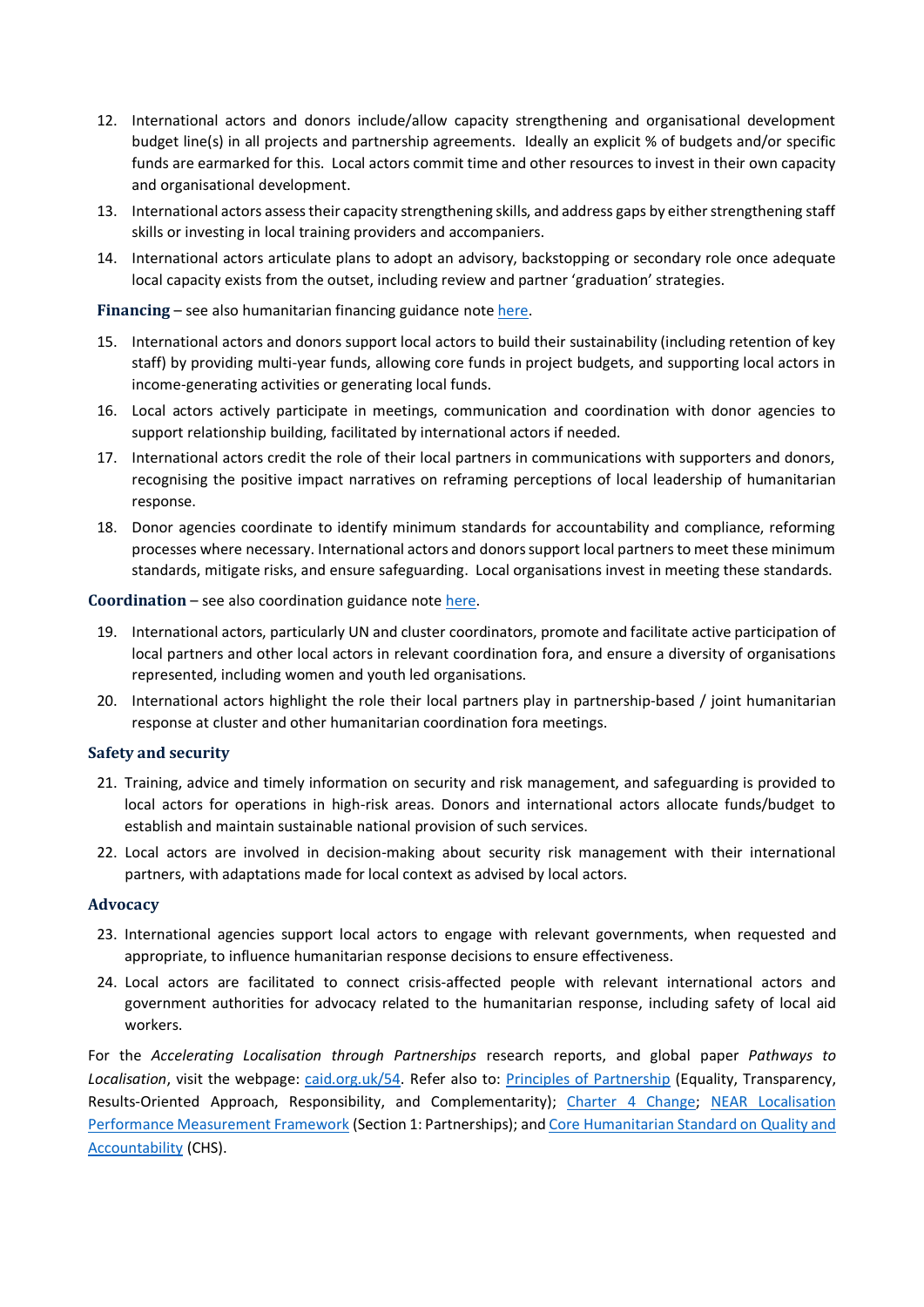12. International actors and donors include/allow capacity strengthening and organisational development budget line(s) in all projects and partnership agreements. Ideally an explicit % of budgets and/or specific funds are earmarked for this. Local actors commit time and other resources to invest in their own capacity and organisational development.
13. International actors assess their capacity strengthening skills, and address gaps by either strengthening staff skills or investing in local training providers and accompaniers.
14. International actors articulate plans to adopt an advisory, backstopping or secondary role once adequate local capacity exists from the outset, including review and partner 'graduation' strategies.

**Financing** – see also humanitarian financing guidance note [here](here).

15. International actors and donors support local actors to build their sustainability (including retention of key staff) by providing multi-year funds, allowing core funds in project budgets, and supporting local actors in income-generating activities or generating local funds.
16. Local actors actively participate in meetings, communication and coordination with donor agencies to support relationship building, facilitated by international actors if needed.
17. International actors credit the role of their local partners in communications with supporters and donors, recognising the positive impact narratives on reframing perceptions of local leadership of humanitarian response.
18. Donor agencies coordinate to identify minimum standards for accountability and compliance, reforming processes where necessary. International actors and donors support local partners to meet these minimum standards, mitigate risks, and ensure safeguarding. Local organisations invest in meeting these standards.

**Coordination** – see also coordination guidance note [here](here).

19. International actors, particularly UN and cluster coordinators, promote and facilitate active participation of local partners and other local actors in relevant coordination fora, and ensure a diversity of organisations represented, including women and youth led organisations.
20. International actors highlight the role their local partners play in partnership-based / joint humanitarian response at cluster and other humanitarian coordination fora meetings.

**Safety and security**

21. Training, advice and timely information on security and risk management, and safeguarding is provided to local actors for operations in high-risk areas. Donors and international actors allocate funds/budget to establish and maintain sustainable national provision of such services.
22. Local actors are involved in decision-making about security risk management with their international partners, with adaptations made for local context as advised by local actors.

**Advocacy**

23. International agencies support local actors to engage with relevant governments, when requested and appropriate, to influence humanitarian response decisions to ensure effectiveness.
24. Local actors are facilitated to connect crisis-affected people with relevant international actors and government authorities for advocacy related to the humanitarian response, including safety of local aid workers.

For the *Accelerating Localisation through Partnerships* research reports, and global paper *Pathways to Localisation*, visit the webpage: [caid.org.uk/54](caid.org.uk/54). Refer also to: [Principles of Partnership](Principles of Partnership) (Equality, Transparency, Results-Oriented Approach, Responsibility, and Complementarity); [Charter 4 Change](Charter 4 Change); [NEAR Localisation Performance Measurement Framework](NEAR Localisation Performance Measurement Framework) (Section 1: Partnerships); and [Core Humanitarian Standard on Quality and Accountability](Core Humanitarian Standard on Quality and Accountability) (CHS).